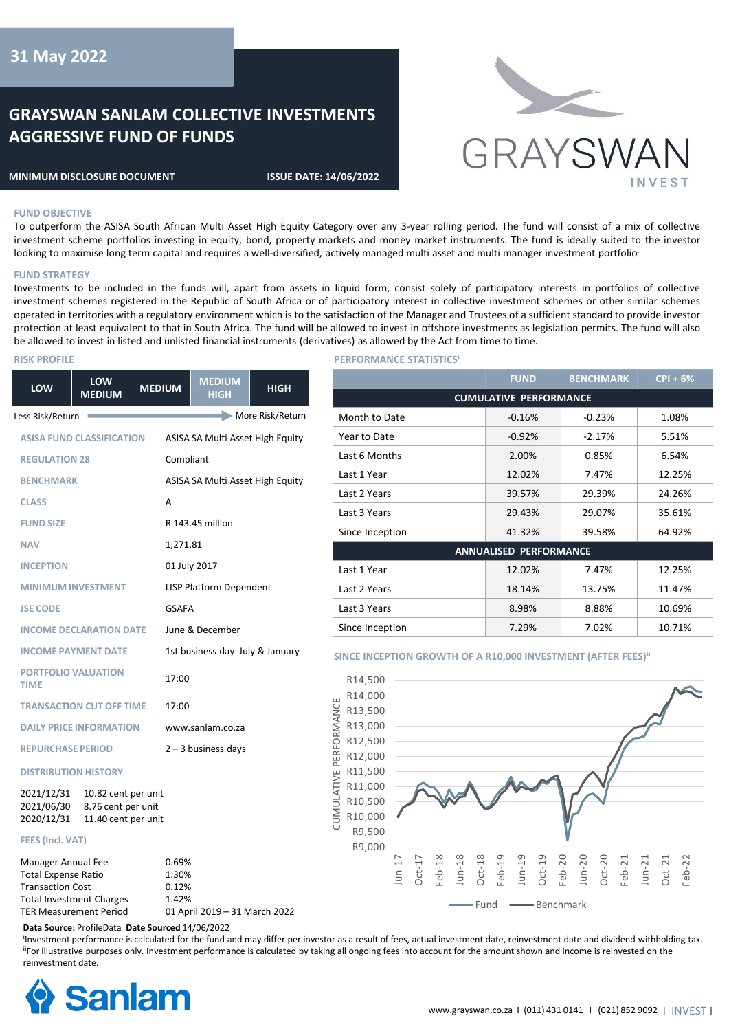31 May 2022

# GRAYSWAN SANLAM COLLECTIVE INVESTMENTS AGGRESSIVE FUND OF FUNDS

**MINIMUM DISCLOSURE DOCUMENT** **ISSUE DATE: 14/06/2022**

GRAYSWAN INVEST

## FUND OBJECTIVE

To outperform the ASISA South African Multi Asset High Equity Category over any 3-year rolling period. The fund will consist of a mix of collective investment scheme portfolios investing in equity, bond, property markets and money market instruments. The fund is ideally suited to the investor looking to maximise long term capital and requires a well-diversified, actively managed multi asset and multi manager investment portfolio.

## FUND STRATEGY

Investments to be included in the funds will, apart from assets in liquid form, consist solely of participatory interests in portfolios of collective investment schemes registered in the Republic of South Africa or of participatory interest in collective investment schemes or other similar schemes operated in territories with a regulatory environment which is to the satisfaction of the Manager and Trustees of a sufficient standard to provide investor protection at least equivalent to that in South Africa. The fund will be allowed to invest in offshore investments as legislation permits. The fund will also be allowed to invest in listed and unlisted financial instruments (derivatives) as allowed by the Act from time to time.

## RISK PROFILE

| LOW | LOW MEDIUM | MEDIUM | MEDIUM HIGH | HIGH |
|---|---|---|---|---|

Less Risk/Return → More Risk/Return

| | |
|---|---|
| ASISA FUND CLASSIFICATION | ASISA SA Multi Asset High Equity |
| REGULATION 28 | Compliant |
| BENCHMARK | ASISA SA Multi Asset High Equity |
| CLASS | A |
| FUND SIZE | R 143.45 million |
| NAV | 1,271.81 |
| INCEPTION | 01 July 2017 |
| MINIMUM INVESTMENT | LISP Platform Dependent |
| JSE CODE | GSAFA |
| INCOME DECLARATION DATE | June & December |
| INCOME PAYMENT DATE | 1st business day July & January |
| PORTFOLIO VALUATION TIME | 17:00 |
| TRANSACTION CUT OFF TIME | 17:00 |
| DAILY PRICE INFORMATION | www.sanlam.co.za |
| REPURCHASE PERIOD | 2 – 3 business days |

## DISTRIBUTION HISTORY

| | |
|---|---|
| 2021/12/31 | 10.82 cent per unit |
| 2021/06/30 | 8.76 cent per unit |
| 2020/12/31 | 11.40 cent per unit |

## FEES (Incl. VAT)

| | |
|---|---|
| Manager Annual Fee | 0.69% |
| Total Expense Ratio | 1.30% |
| Transaction Cost | 0.12% |
| Total Investment Charges | 1.42% |
| TER Measurement Period | 01 April 2019 – 31 March 2022 |

## PERFORMANCE STATISTICS[i]

| | FUND | BENCHMARK | CPI + 6% |
|---|---|---|---|
| **CUMULATIVE PERFORMANCE** | | | |
| Month to Date | -0.16% | -0.23% | 1.08% |
| Year to Date | -0.92% | -2.17% | 5.51% |
| Last 6 Months | 2.00% | 0.85% | 6.54% |
| Last 1 Year | 12.02% | 7.47% | 12.25% |
| Last 2 Years | 39.57% | 29.39% | 24.26% |
| Last 3 Years | 29.43% | 29.07% | 35.61% |
| Since Inception | 41.32% | 39.58% | 64.92% |
| **ANNUALISED PERFORMANCE** | | | |
| Last 1 Year | 12.02% | 7.47% | 12.25% |
| Last 2 Years | 18.14% | 13.75% | 11.47% |
| Last 3 Years | 8.98% | 8.88% | 10.69% |
| Since Inception | 7.29% | 7.02% | 10.71% |

## SINCE INCEPTION GROWTH OF A R10,000 INVESTMENT (AFTER FEES)[ii]

(Chart: Cumulative Performance, R9,000 – R14,500, Jun-17 to Feb-22; Fund vs Benchmark)

**Data Source:** ProfileData **Date Sourced** 14/06/2022

[i]Investment performance is calculated for the fund and may differ per investor as a result of fees, actual investment date, reinvestment date and dividend withholding tax.
[ii]For illustrative purposes only. Investment performance is calculated by taking all ongoing fees into account for the amount shown and income is reinvested on the reinvestment date.

Sanlam

www.grayswan.co.za | (011) 431 0141 | (021) 852 9092 | INVEST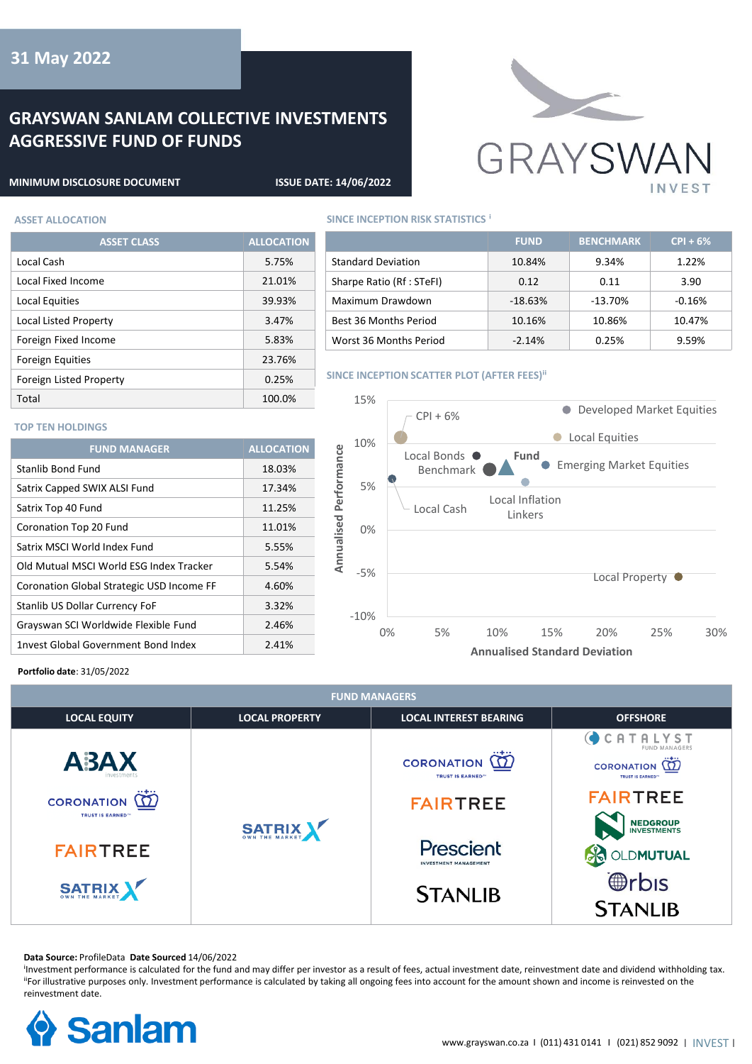31 May 2022

# GRAYSWAN SANLAM COLLECTIVE INVESTMENTS AGGRESSIVE FUND OF FUNDS

**MINIMUM DISCLOSURE DOCUMENT** | **ISSUE DATE: 14/06/2022**

## ASSET ALLOCATION

| ASSET CLASS | ALLOCATION |
|---|---|
| Local Cash | 5.75% |
| Local Fixed Income | 21.01% |
| Local Equities | 39.93% |
| Local Listed Property | 3.47% |
| Foreign Fixed Income | 5.83% |
| Foreign Equities | 23.76% |
| Foreign Listed Property | 0.25% |
| Total | 100.0% |

## TOP TEN HOLDINGS

| FUND MANAGER | ALLOCATION |
|---|---|
| Stanlib Bond Fund | 18.03% |
| Satrix Capped SWIX ALSI Fund | 17.34% |
| Satrix Top 40 Fund | 11.25% |
| Coronation Top 20 Fund | 11.01% |
| Satrix MSCI World Index Fund | 5.55% |
| Old Mutual MSCI World ESG Index Tracker | 5.54% |
| Coronation Global Strategic USD Income FF | 4.60% |
| Stanlib US Dollar Currency FoF | 3.32% |
| Grayswan SCI Worldwide Flexible Fund | 2.46% |
| 1nvest Global Government Bond Index | 2.41% |

**Portfolio date**: 31/05/2022

## SINCE INCEPTION RISK STATISTICS [i]

| | FUND | BENCHMARK | CPI + 6% |
|---|---|---|---|
| Standard Deviation | 10.84% | 9.34% | 1.22% |
| Sharpe Ratio (Rf : STeFI) | 0.12 | 0.11 | 3.90 |
| Maximum Drawdown | -18.63% | -13.70% | -0.16% |
| Best 36 Months Period | 10.16% | 10.86% | 10.47% |
| Worst 36 Months Period | -2.14% | 0.25% | 9.59% |

## SINCE INCEPTION SCATTER PLOT (AFTER FEES) [ii]

## FUND MANAGERS

| LOCAL EQUITY | LOCAL PROPERTY | LOCAL INTEREST BEARING | OFFSHORE |
|---|---|---|---|
| ABAX Investments | Satrix | Coronation | Catalyst Fund Managers |
| Coronation | | Fairtree | Coronation |
| Fairtree | | Prescient Investment Management | Fairtree |
| Satrix | | Stanlib | Nedgroup Investments |
| | | | Old Mutual |
| | | | Orbis |
| | | | Stanlib |

**Data Source:** ProfileData **Date Sourced** 14/06/2022

[i] Investment performance is calculated for the fund and may differ per investor as a result of fees, actual investment date, reinvestment date and dividend withholding tax.
[ii] For illustrative purposes only. Investment performance is calculated by taking all ongoing fees into account for the amount shown and income is reinvested on the reinvestment date.

www.grayswan.co.za | (011) 431 0141 | (021) 852 9092 | INVEST |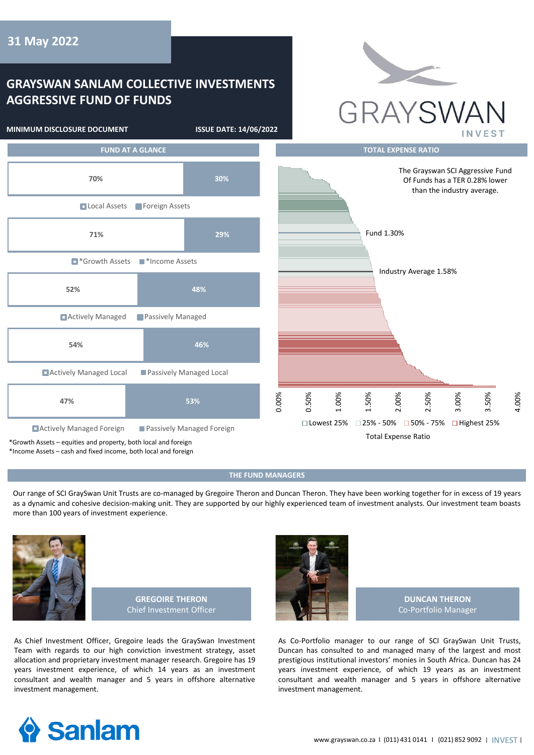31 May 2022

# GRAYSWAN SANLAM COLLECTIVE INVESTMENTS AGGRESSIVE FUND OF FUNDS

**MINIMUM DISCLOSURE DOCUMENT** | **ISSUE DATE: 14/06/2022**

GRAYSWAN INVEST

## FUND AT A GLANCE

| Local Assets | Foreign Assets |
|---|---|
| 70% | 30% |

| *Growth Assets | *Income Assets |
|---|---|
| 71% | 29% |

| Actively Managed | Passively Managed |
|---|---|
| 52% | 48% |

| Actively Managed Local | Passively Managed Local |
|---|---|
| 54% | 46% |

| Actively Managed Foreign | Passively Managed Foreign |
|---|---|
| 47% | 53% |

*Growth Assets – equities and property, both local and foreign
*Income Assets – cash and fixed income, both local and foreign

## TOTAL EXPENSE RATIO

The Grayswan SCI Aggressive Fund Of Funds has a TER 0.28% lower than the industry average.

Fund 1.30%

Industry Average 1.58%

0.00% 0.50% 1.00% 1.50% 2.00% 2.50% 3.00% 3.50% 4.00%

Lowest 25% | 25% - 50% | 50% - 75% | Highest 25%

Total Expense Ratio

## THE FUND MANAGERS

Our range of SCI GraySwan Unit Trusts are co-managed by Gregoire Theron and Duncan Theron. They have been working together for in excess of 19 years as a dynamic and cohesive decision-making unit. They are supported by our highly experienced team of investment analysts. Our investment team boasts more than 100 years of investment experience.

**GREGOIRE THERON**
Chief Investment Officer

As Chief Investment Officer, Gregoire leads the GraySwan Investment Team with regards to our high conviction investment strategy, asset allocation and proprietary investment manager research. Gregoire has 19 years investment experience, of which 14 years as an investment consultant and wealth manager and 5 years in offshore alternative investment management.

**DUNCAN THERON**
Co-Portfolio Manager

As Co-Portfolio manager to our range of SCI GraySwan Unit Trusts, Duncan has consulted to and managed many of the largest and most prestigious institutional investors' monies in South Africa. Duncan has 24 years investment experience, of which 19 years as an investment consultant and wealth manager and 5 years in offshore alternative investment management.

Sanlam

www.grayswan.co.za I (011) 431 0141 I (021) 852 9092 | INVEST |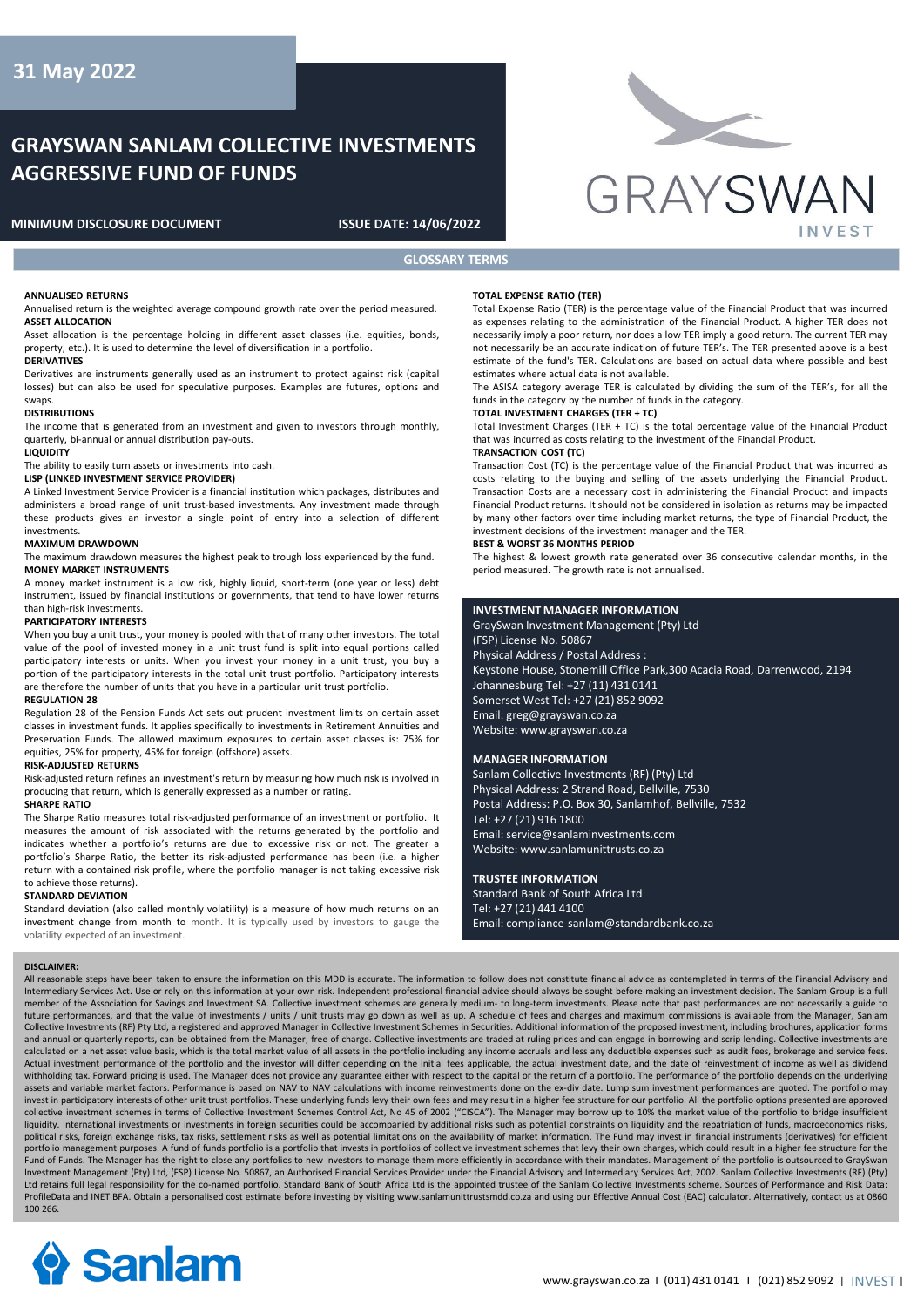31 May 2022

# GRAYSWAN SANLAM COLLECTIVE INVESTMENTS AGGRESSIVE FUND OF FUNDS

**MINIMUM DISCLOSURE DOCUMENT** **ISSUE DATE: 14/06/2022**

## GLOSSARY TERMS

**ANNUALISED RETURNS**
Annualised return is the weighted average compound growth rate over the period measured.

**ASSET ALLOCATION**
Asset allocation is the percentage holding in different asset classes (i.e. equities, bonds, property, etc.). It is used to determine the level of diversification in a portfolio.

**DERIVATIVES**
Derivatives are instruments generally used as an instrument to protect against risk (capital losses) but can also be used for speculative purposes. Examples are futures, options and swaps.

**DISTRIBUTIONS**
The income that is generated from an investment and given to investors through monthly, quarterly, bi-annual or annual distribution pay-outs.

**LIQUIDITY**
The ability to easily turn assets or investments into cash.

**LISP (LINKED INVESTMENT SERVICE PROVIDER)**
A Linked Investment Service Provider is a financial institution which packages, distributes and administers a broad range of unit trust-based investments. Any investment made through these products gives an investor a single point of entry into a selection of different investments.

**MAXIMUM DRAWDOWN**
The maximum drawdown measures the highest peak to trough loss experienced by the fund.

**MONEY MARKET INSTRUMENTS**
A money market instrument is a low risk, highly liquid, short-term (one year or less) debt instrument, issued by financial institutions or governments, that tend to have lower returns than high-risk investments.

**PARTICIPATORY INTERESTS**
When you buy a unit trust, your money is pooled with that of many other investors. The total value of the pool of invested money in a unit trust fund is split into equal portions called participatory interests or units. When you invest your money in a unit trust, you buy a portion of the participatory interests in the total unit trust portfolio. Participatory interests are therefore the number of units that you have in a particular unit trust portfolio.

**REGULATION 28**
Regulation 28 of the Pension Funds Act sets out prudent investment limits on certain asset classes in investment funds. It applies specifically to investments in Retirement Annuities and Preservation Funds. The allowed maximum exposures to certain asset classes is: 75% for equities, 25% for property, 45% for foreign (offshore) assets.

**RISK-ADJUSTED RETURNS**
Risk-adjusted return refines an investment's return by measuring how much risk is involved in producing that return, which is generally expressed as a number or rating.

**SHARPE RATIO**
The Sharpe Ratio measures total risk-adjusted performance of an investment or portfolio. It measures the amount of risk associated with the returns generated by the portfolio and indicates whether a portfolio's returns are due to excessive risk or not. The greater a portfolio's Sharpe Ratio, the better its risk-adjusted performance has been (i.e. a higher return with a contained risk profile, where the portfolio manager is not taking excessive risk to achieve those returns).

**STANDARD DEVIATION**
Standard deviation (also called monthly volatility) is a measure of how much returns on an investment change from month to month. It is typically used by investors to gauge the volatility expected of an investment.

**TOTAL EXPENSE RATIO (TER)**
Total Expense Ratio (TER) is the percentage value of the Financial Product that was incurred as expenses relating to the administration of the Financial Product. A higher TER does not necessarily imply a poor return, nor does a low TER imply a good return. The current TER may not necessarily be an accurate indication of future TER's. The TER presented above is a best estimate of the fund's TER. Calculations are based on actual data where possible and best estimates where actual data is not available.
The ASISA category average TER is calculated by dividing the sum of the TER's, for all the funds in the category by the number of funds in the category.

**TOTAL INVESTMENT CHARGES (TER + TC)**
Total Investment Charges (TER + TC) is the total percentage value of the Financial Product that was incurred as costs relating to the investment of the Financial Product.

**TRANSACTION COST (TC)**
Transaction Cost (TC) is the percentage value of the Financial Product that was incurred as costs relating to the buying and selling of the assets underlying the Financial Product. Transaction Costs are a necessary cost in administering the Financial Product and impacts Financial Product returns. It should not be considered in isolation as returns may be impacted by many other factors over time including market returns, the type of Financial Product, the investment decisions of the investment manager and the TER.

**BEST & WORST 36 MONTHS PERIOD**
The highest & lowest growth rate generated over 36 consecutive calendar months, in the period measured. The growth rate is not annualised.

### INVESTMENT MANAGER INFORMATION
GraySwan Investment Management (Pty) Ltd
(FSP) License No. 50867
Physical Address / Postal Address :
Keystone House, Stonemill Office Park,300 Acacia Road, Darrenwood, 2194
Johannesburg Tel: +27 (11) 431 0141
Somerset West Tel: +27 (21) 852 9092
Email: greg@grayswan.co.za
Website: www.grayswan.co.za

### MANAGER INFORMATION
Sanlam Collective Investments (RF) (Pty) Ltd
Physical Address: 2 Strand Road, Bellville, 7530
Postal Address: P.O. Box 30, Sanlamhof, Bellville, 7532
Tel: +27 (21) 916 1800
Email: service@sanlaminvestments.com
Website: www.sanlamunittrusts.co.za

### TRUSTEE INFORMATION
Standard Bank of South Africa Ltd
Tel: +27 (21) 441 4100
Email: compliance-sanlam@standardbank.co.za

**DISCLAIMER:**
All reasonable steps have been taken to ensure the information on this MDD is accurate. The information to follow does not constitute financial advice as contemplated in terms of the Financial Advisory and Intermediary Services Act. Use or rely on this information at your own risk. Independent professional financial advice should always be sought before making an investment decision. The Sanlam Group is a full member of the Association for Savings and Investment SA. Collective investment schemes are generally medium- to long-term investments. Please note that past performances are not necessarily a guide to future performances, and that the value of investments / units / unit trusts may go down as well as up. A schedule of fees and charges and maximum commissions is available from the Manager, Sanlam Collective Investments (RF) Pty Ltd, a registered and approved Manager in Collective Investment Schemes in Securities. Additional information of the proposed investment, including brochures, application forms and annual or quarterly reports, can be obtained from the Manager, free of charge. Collective investments are traded at ruling prices and can engage in borrowing and scrip lending. Collective investments are calculated on a net asset value basis, which is the total market value of all assets in the portfolio including any income accruals and less any deductible expenses such as audit fees, brokerage and service fees. Actual investment performance of the portfolio and the investor will differ depending on the initial fees applicable, the actual investment date, and the date of reinvestment of income as well as dividend withholding tax. Forward pricing is used. The Manager does not provide any guarantee either with respect to the capital or the return of a portfolio. The performance of the portfolio depends on the underlying assets and variable market factors. Performance is based on NAV to NAV calculations with income reinvestments done on the ex-div date. Lump sum investment performances are quoted. The portfolio may invest in participatory interests of other unit trust portfolios. These underlying funds levy their own fees and may result in a higher fee structure for our portfolio. All the portfolio options presented are approved collective investment schemes in terms of Collective Investment Schemes Control Act, No 45 of 2002 ("CISCA"). The Manager may borrow up to 10% the market value of the portfolio to bridge insufficient liquidity. International investments or investments in foreign securities could be accompanied by additional risks such as potential constraints on liquidity and the repatriation of funds, macroeconomics risks, political risks, foreign exchange risks, tax risks, settlement risks as well as potential limitations on the availability of market information. The Fund may invest in financial instruments (derivatives) for efficient portfolio management purposes. A fund of funds portfolio is a portfolio that invests in portfolios of collective investment schemes that levy their own charges, which could result in a higher fee structure for the Fund of Funds. The Manager has the right to close any portfolios to new investors to manage them more efficiently in accordance with their mandates. Management of the portfolio is outsourced to GraySwan Investment Management (Pty) Ltd, (FSP) License No. 50867, an Authorised Financial Services Provider under the Financial Advisory and Intermediary Services Act, 2002. Sanlam Collective Investments (RF) (Pty) Ltd retains full legal responsibility for the co-named portfolio. Standard Bank of South Africa Ltd is the appointed trustee of the Sanlam Collective Investments scheme. Sources of Performance and Risk Data: ProfileData and INET BFA. Obtain a personalised cost estimate before investing by visiting www.sanlamunittrustsmdd.co.za and using our Effective Annual Cost (EAC) calculator. Alternatively, contact us at 0860 100 266.

www.grayswan.co.za I (011) 431 0141 I (021) 852 9092 | INVEST I